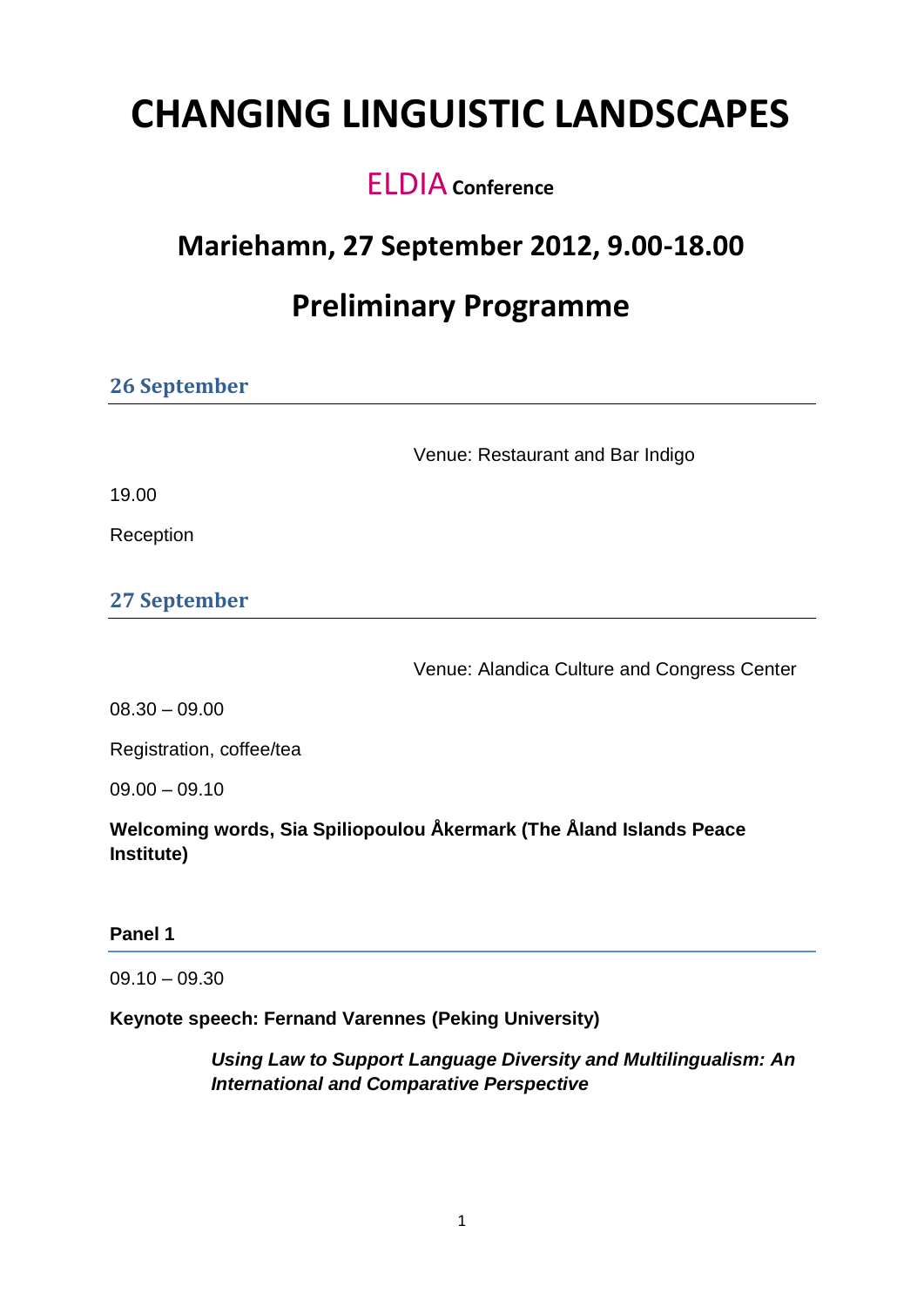# CHANGING LINGUISTIC LANDSCAPES

## ELDIA Conference

## Mariehamn, 27 September 2012, 9.00-18.00

## Preliminary Programme

### 26 September

Venue: Restaurant and Bar Indigo

19.00

Reception

### 27 September

Venue: Alandica Culture and Congress Center

08.30 – 09.00

Registration, coffee/tea

09.00 – 09.10

**Welcoming words, Sia Spiliopoulou Åkermark (The Åland Islands Peace Institute)**

**Panel 1**

09.10 – 09.30

**Keynote speech: Fernand Varennes (Peking University)**

***Using Law to Support Language Diversity and Multilingualism: An International and Comparative Perspective***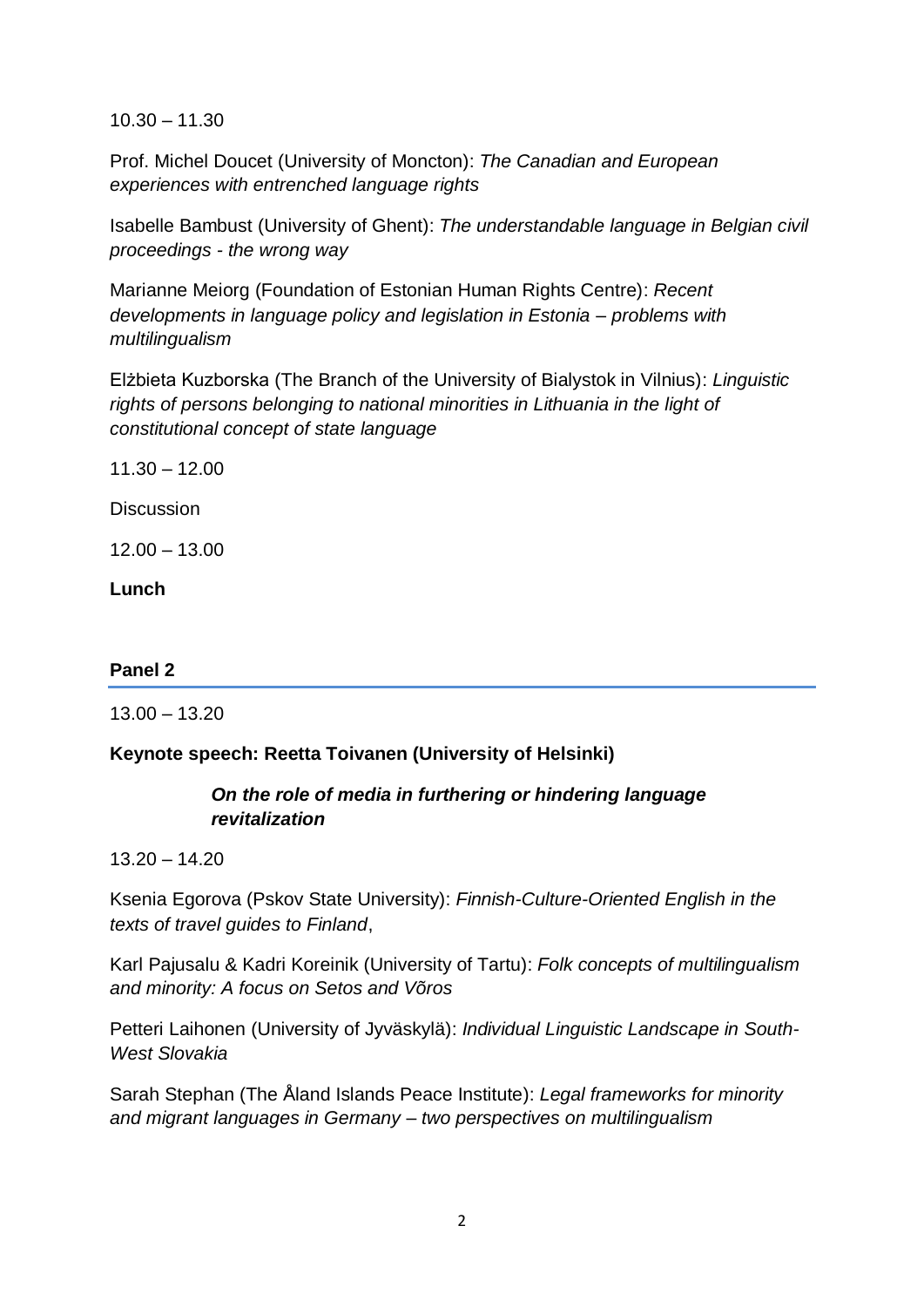10.30 – 11.30

Prof. Michel Doucet (University of Moncton): *The Canadian and European experiences with entrenched language rights*

Isabelle Bambust (University of Ghent): *The understandable language in Belgian civil proceedings - the wrong way*

Marianne Meiorg (Foundation of Estonian Human Rights Centre): *Recent developments in language policy and legislation in Estonia – problems with multilingualism*

Elżbieta Kuzborska (The Branch of the University of Bialystok in Vilnius): *Linguistic rights of persons belonging to national minorities in Lithuania in the light of constitutional concept of state language*

11.30 – 12.00

Discussion

12.00 – 13.00

**Lunch**

## Panel 2

13.00 – 13.20

**Keynote speech: Reetta Toivanen (University of Helsinki)**

***On the role of media in furthering or hindering language revitalization***

13.20 – 14.20

Ksenia Egorova (Pskov State University): *Finnish-Culture-Oriented English in the texts of travel guides to Finland*,

Karl Pajusalu & Kadri Koreinik (University of Tartu): *Folk concepts of multilingualism and minority: A focus on Setos and Võros*

Petteri Laihonen (University of Jyväskylä): *Individual Linguistic Landscape in South-West Slovakia*

Sarah Stephan (The Åland Islands Peace Institute): *Legal frameworks for minority and migrant languages in Germany – two perspectives on multilingualism*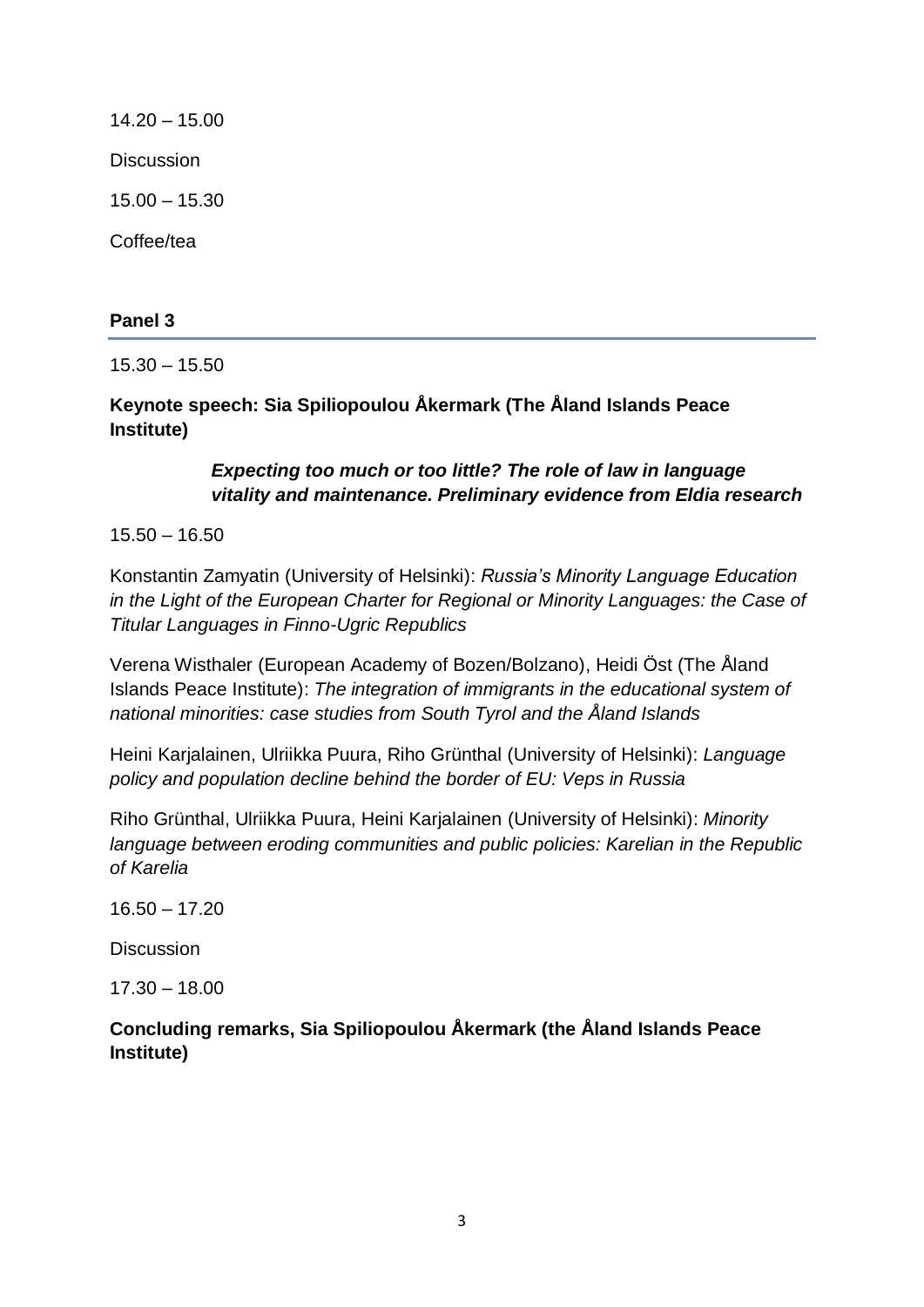14.20 – 15.00

Discussion

15.00 – 15.30

Coffee/tea

## Panel 3

15.30 – 15.50

**Keynote speech: Sia Spiliopoulou Åkermark (The Åland Islands Peace Institute)**

***Expecting too much or too little? The role of law in language vitality and maintenance. Preliminary evidence from Eldia research***

15.50 – 16.50

Konstantin Zamyatin (University of Helsinki): *Russia's Minority Language Education in the Light of the European Charter for Regional or Minority Languages: the Case of Titular Languages in Finno-Ugric Republics*

Verena Wisthaler (European Academy of Bozen/Bolzano), Heidi Öst (The Åland Islands Peace Institute): *The integration of immigrants in the educational system of national minorities: case studies from South Tyrol and the Åland Islands*

Heini Karjalainen, Ulriikka Puura, Riho Grünthal (University of Helsinki): *Language policy and population decline behind the border of EU: Veps in Russia*

Riho Grünthal, Ulriikka Puura, Heini Karjalainen (University of Helsinki): *Minority language between eroding communities and public policies: Karelian in the Republic of Karelia*

16.50 – 17.20

Discussion

17.30 – 18.00

**Concluding remarks, Sia Spiliopoulou Åkermark (the Åland Islands Peace Institute)**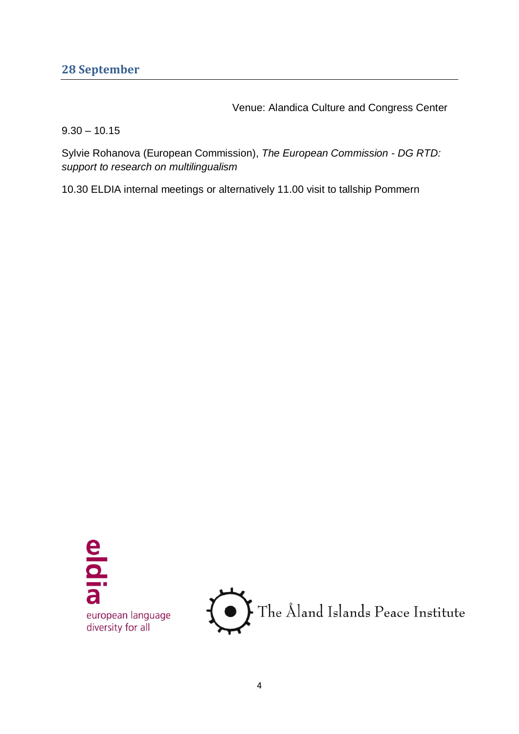## 28 September

Venue: Alandica Culture and Congress Center

9.30 – 10.15

Sylvie Rohanova (European Commission), *The European Commission - DG RTD: support to research on multilingualism*

10.30 ELDIA internal meetings or alternatively 11.00 visit to tallship Pommern

eldia
european language
diversity for all

The Åland Islands Peace Institute